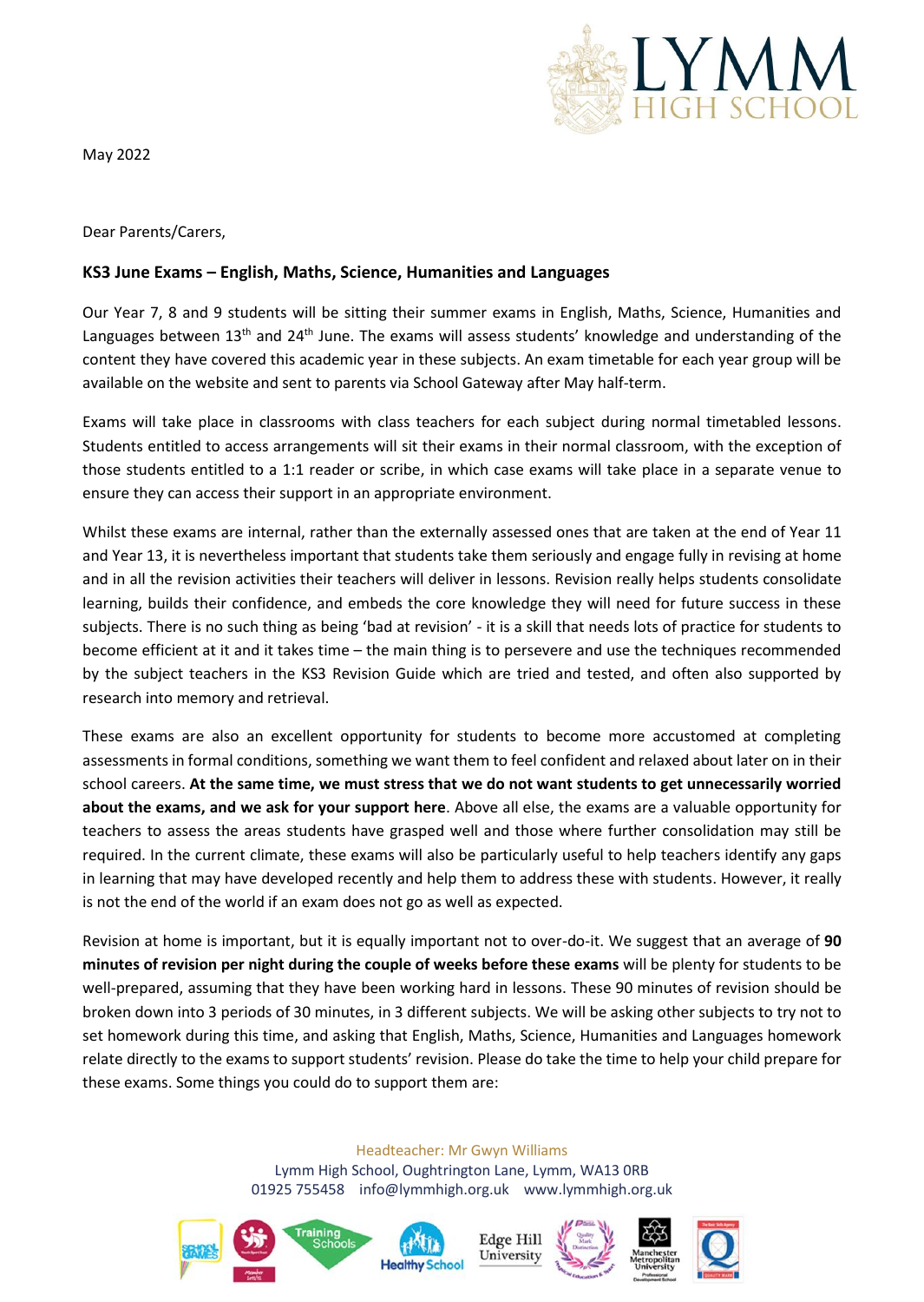May 2022

Dear Parents/Carers,

**KS3 June Exams – English, Maths, Science, Humanities and Languages**

Our Year 7, 8 and 9 students will be sitting their summer exams in English, Maths, Science, Humanities and Languages between 13th and 24th June. The exams will assess students' knowledge and understanding of the content they have covered this academic year in these subjects. An exam timetable for each year group will be available on the website and sent to parents via School Gateway after May half-term.

Exams will take place in classrooms with class teachers for each subject during normal timetabled lessons. Students entitled to access arrangements will sit their exams in their normal classroom, with the exception of those students entitled to a 1:1 reader or scribe, in which case exams will take place in a separate venue to ensure they can access their support in an appropriate environment.

Whilst these exams are internal, rather than the externally assessed ones that are taken at the end of Year 11 and Year 13, it is nevertheless important that students take them seriously and engage fully in revising at home and in all the revision activities their teachers will deliver in lessons. Revision really helps students consolidate learning, builds their confidence, and embeds the core knowledge they will need for future success in these subjects. There is no such thing as being 'bad at revision' - it is a skill that needs lots of practice for students to become efficient at it and it takes time – the main thing is to persevere and use the techniques recommended by the subject teachers in the KS3 Revision Guide which are tried and tested, and often also supported by research into memory and retrieval.

These exams are also an excellent opportunity for students to become more accustomed at completing assessments in formal conditions, something we want them to feel confident and relaxed about later on in their school careers. **At the same time, we must stress that we do not want students to get unnecessarily worried about the exams, and we ask for your support here**. Above all else, the exams are a valuable opportunity for teachers to assess the areas students have grasped well and those where further consolidation may still be required. In the current climate, these exams will also be particularly useful to help teachers identify any gaps in learning that may have developed recently and help them to address these with students. However, it really is not the end of the world if an exam does not go as well as expected.

Revision at home is important, but it is equally important not to over-do-it. We suggest that an average of **90 minutes of revision per night during the couple of weeks before these exams** will be plenty for students to be well-prepared, assuming that they have been working hard in lessons. These 90 minutes of revision should be broken down into 3 periods of 30 minutes, in 3 different subjects. We will be asking other subjects to try not to set homework during this time, and asking that English, Maths, Science, Humanities and Languages homework relate directly to the exams to support students' revision. Please do take the time to help your child prepare for these exams. Some things you could do to support them are: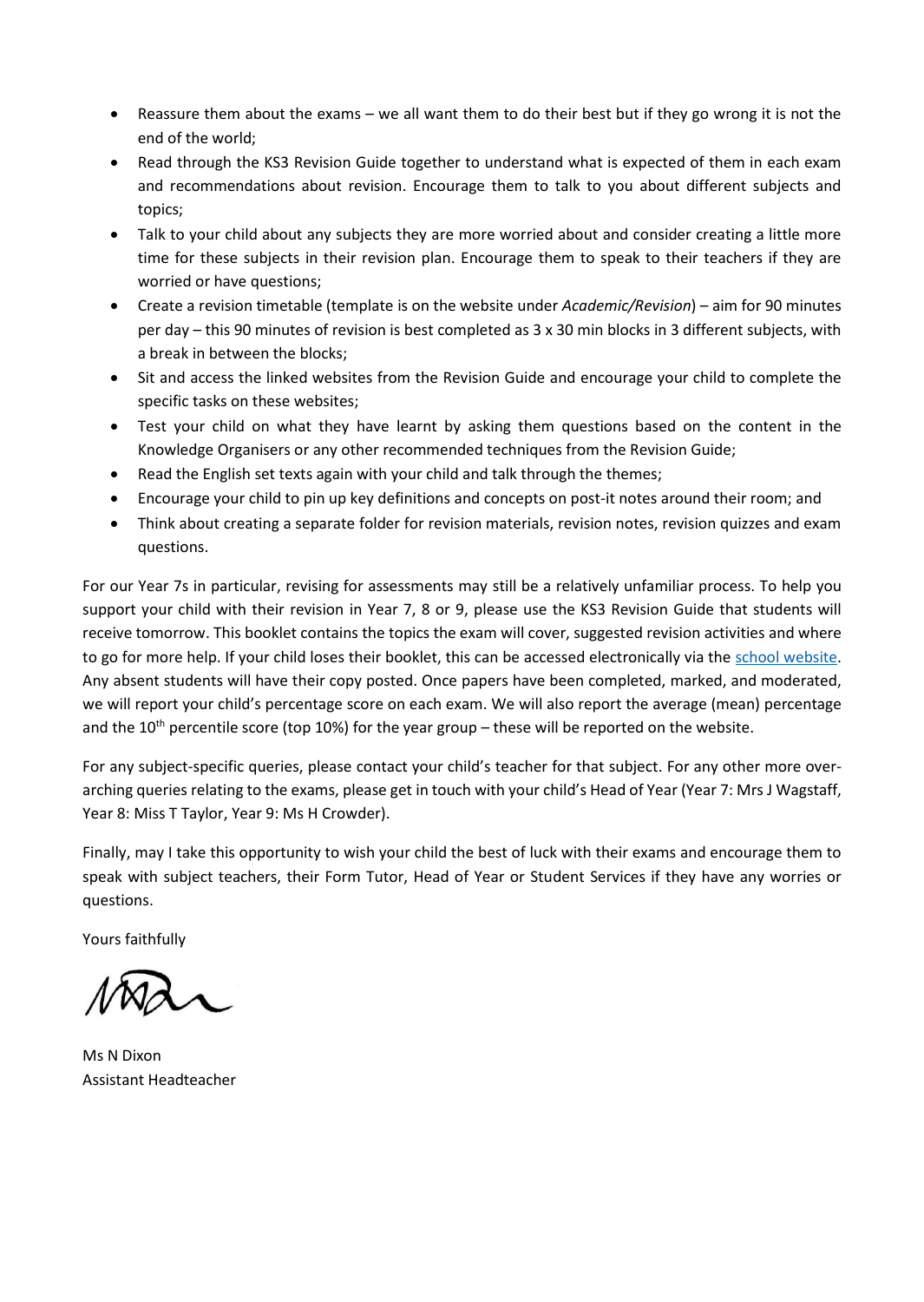- Reassure them about the exams – we all want them to do their best but if they go wrong it is not the end of the world;
- Read through the KS3 Revision Guide together to understand what is expected of them in each exam and recommendations about revision. Encourage them to talk to you about different subjects and topics;
- Talk to your child about any subjects they are more worried about and consider creating a little more time for these subjects in their revision plan. Encourage them to speak to their teachers if they are worried or have questions;
- Create a revision timetable (template is on the website under *Academic/Revision*) – aim for 90 minutes per day – this 90 minutes of revision is best completed as 3 x 30 min blocks in 3 different subjects, with a break in between the blocks;
- Sit and access the linked websites from the Revision Guide and encourage your child to complete the specific tasks on these websites;
- Test your child on what they have learnt by asking them questions based on the content in the Knowledge Organisers or any other recommended techniques from the Revision Guide;
- Read the English set texts again with your child and talk through the themes;
- Encourage your child to pin up key definitions and concepts on post-it notes around their room; and
- Think about creating a separate folder for revision materials, revision notes, revision quizzes and exam questions.

For our Year 7s in particular, revising for assessments may still be a relatively unfamiliar process. To help you support your child with their revision in Year 7, 8 or 9, please use the KS3 Revision Guide that students will receive tomorrow. This booklet contains the topics the exam will cover, suggested revision activities and where to go for more help. If your child loses their booklet, this can be accessed electronically via the school website. Any absent students will have their copy posted. Once papers have been completed, marked, and moderated, we will report your child's percentage score on each exam. We will also report the average (mean) percentage and the 10th percentile score (top 10%) for the year group – these will be reported on the website.

For any subject-specific queries, please contact your child's teacher for that subject. For any other more over-arching queries relating to the exams, please get in touch with your child's Head of Year (Year 7: Mrs J Wagstaff, Year 8: Miss T Taylor, Year 9: Ms H Crowder).

Finally, may I take this opportunity to wish your child the best of luck with their exams and encourage them to speak with subject teachers, their Form Tutor, Head of Year or Student Services if they have any worries or questions.

Yours faithfully

Ms N Dixon
Assistant Headteacher